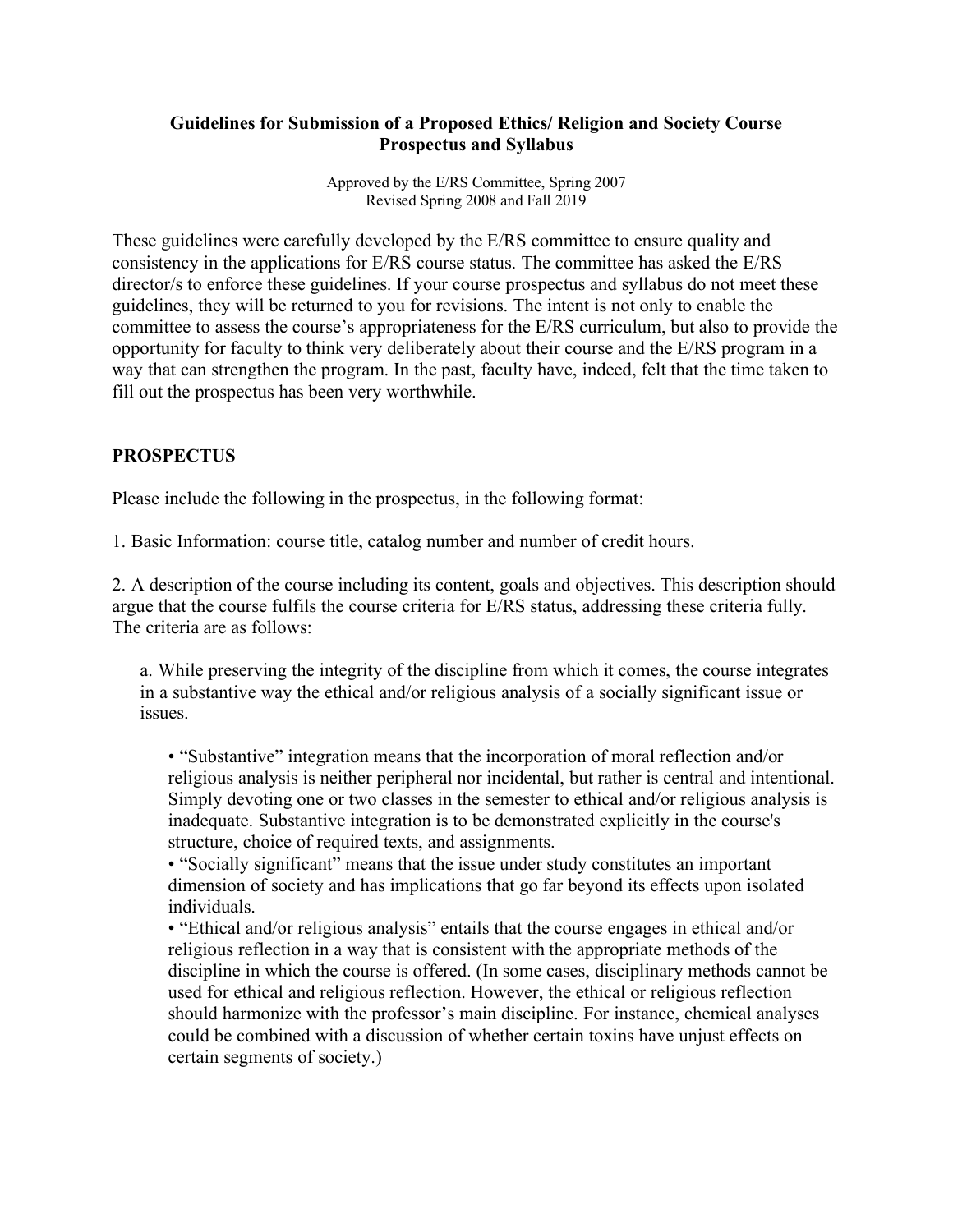**Guidelines for Submission of a Proposed Ethics/ Religion and Society Course Prospectus and Syllabus**

Approved by the E/RS Committee, Spring 2007
Revised Spring 2008 and Fall 2019

These guidelines were carefully developed by the E/RS committee to ensure quality and consistency in the applications for E/RS course status. The committee has asked the E/RS director/s to enforce these guidelines. If your course prospectus and syllabus do not meet these guidelines, they will be returned to you for revisions. The intent is not only to enable the committee to assess the course's appropriateness for the E/RS curriculum, but also to provide the opportunity for faculty to think very deliberately about their course and the E/RS program in a way that can strengthen the program. In the past, faculty have, indeed, felt that the time taken to fill out the prospectus has been very worthwhile.

## PROSPECTUS

Please include the following in the prospectus, in the following format:

1. Basic Information: course title, catalog number and number of credit hours.

2. A description of the course including its content, goals and objectives. This description should argue that the course fulfils the course criteria for E/RS status, addressing these criteria fully. The criteria are as follows:

   a. While preserving the integrity of the discipline from which it comes, the course integrates in a substantive way the ethical and/or religious analysis of a socially significant issue or issues.

   - "Substantive" integration means that the incorporation of moral reflection and/or religious analysis is neither peripheral nor incidental, but rather is central and intentional. Simply devoting one or two classes in the semester to ethical and/or religious analysis is inadequate. Substantive integration is to be demonstrated explicitly in the course's structure, choice of required texts, and assignments.
   - "Socially significant" means that the issue under study constitutes an important dimension of society and has implications that go far beyond its effects upon isolated individuals.
   - "Ethical and/or religious analysis" entails that the course engages in ethical and/or religious reflection in a way that is consistent with the appropriate methods of the discipline in which the course is offered. (In some cases, disciplinary methods cannot be used for ethical and religious reflection. However, the ethical or religious reflection should harmonize with the professor's main discipline. For instance, chemical analyses could be combined with a discussion of whether certain toxins have unjust effects on certain segments of society.)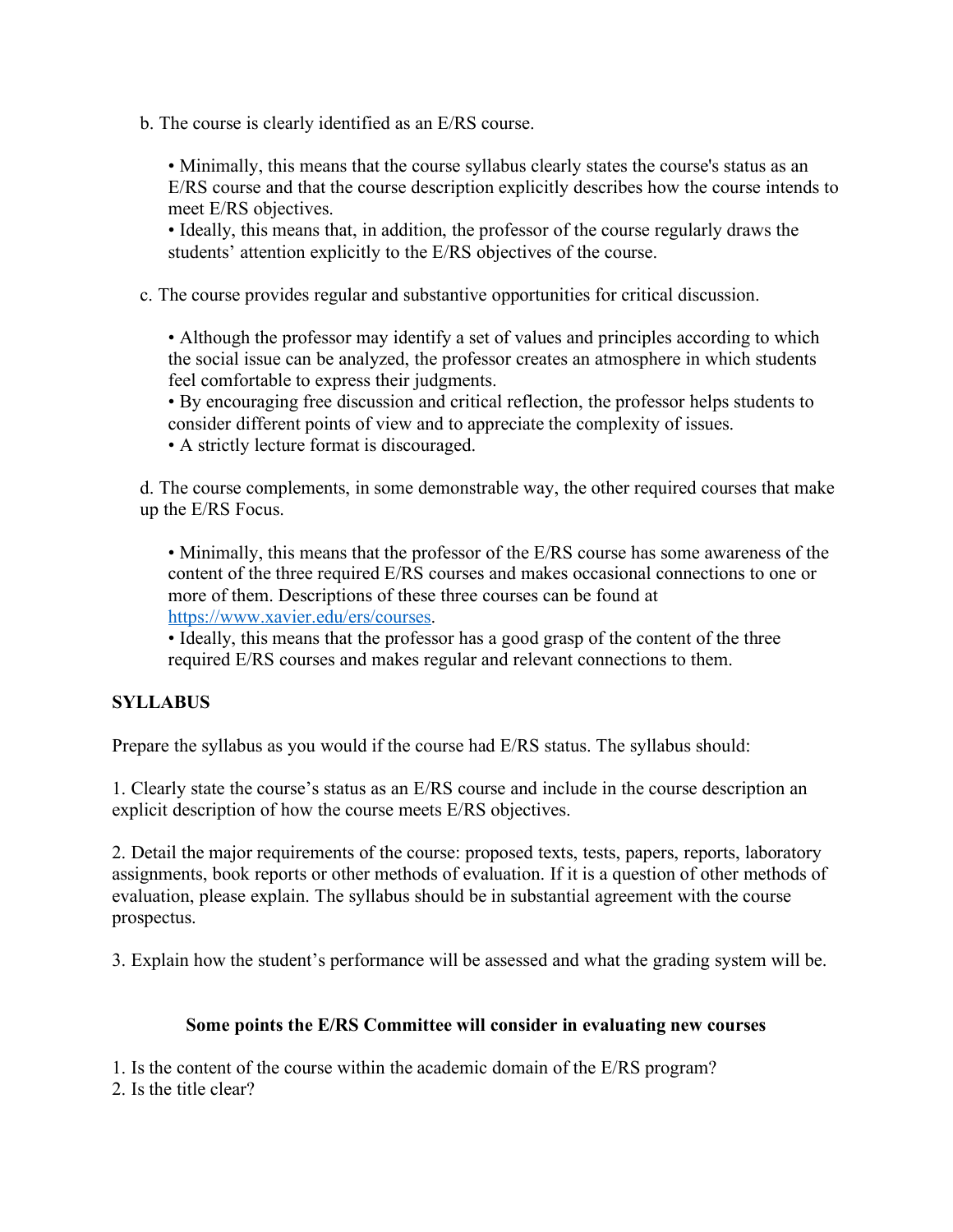b. The course is clearly identified as an E/RS course.

- Minimally, this means that the course syllabus clearly states the course's status as an E/RS course and that the course description explicitly describes how the course intends to meet E/RS objectives.
- Ideally, this means that, in addition, the professor of the course regularly draws the students' attention explicitly to the E/RS objectives of the course.

c. The course provides regular and substantive opportunities for critical discussion.

- Although the professor may identify a set of values and principles according to which the social issue can be analyzed, the professor creates an atmosphere in which students feel comfortable to express their judgments.
- By encouraging free discussion and critical reflection, the professor helps students to consider different points of view and to appreciate the complexity of issues.
- A strictly lecture format is discouraged.

d. The course complements, in some demonstrable way, the other required courses that make up the E/RS Focus.

- Minimally, this means that the professor of the E/RS course has some awareness of the content of the three required E/RS courses and makes occasional connections to one or more of them. Descriptions of these three courses can be found at [https://www.xavier.edu/ers/courses](https://www.xavier.edu/ers/courses).
- Ideally, this means that the professor has a good grasp of the content of the three required E/RS courses and makes regular and relevant connections to them.

**SYLLABUS**

Prepare the syllabus as you would if the course had E/RS status. The syllabus should:

1. Clearly state the course's status as an E/RS course and include in the course description an explicit description of how the course meets E/RS objectives.

2. Detail the major requirements of the course: proposed texts, tests, papers, reports, laboratory assignments, book reports or other methods of evaluation. If it is a question of other methods of evaluation, please explain. The syllabus should be in substantial agreement with the course prospectus.

3. Explain how the student's performance will be assessed and what the grading system will be.

**Some points the E/RS Committee will consider in evaluating new courses**

1. Is the content of the course within the academic domain of the E/RS program?
2. Is the title clear?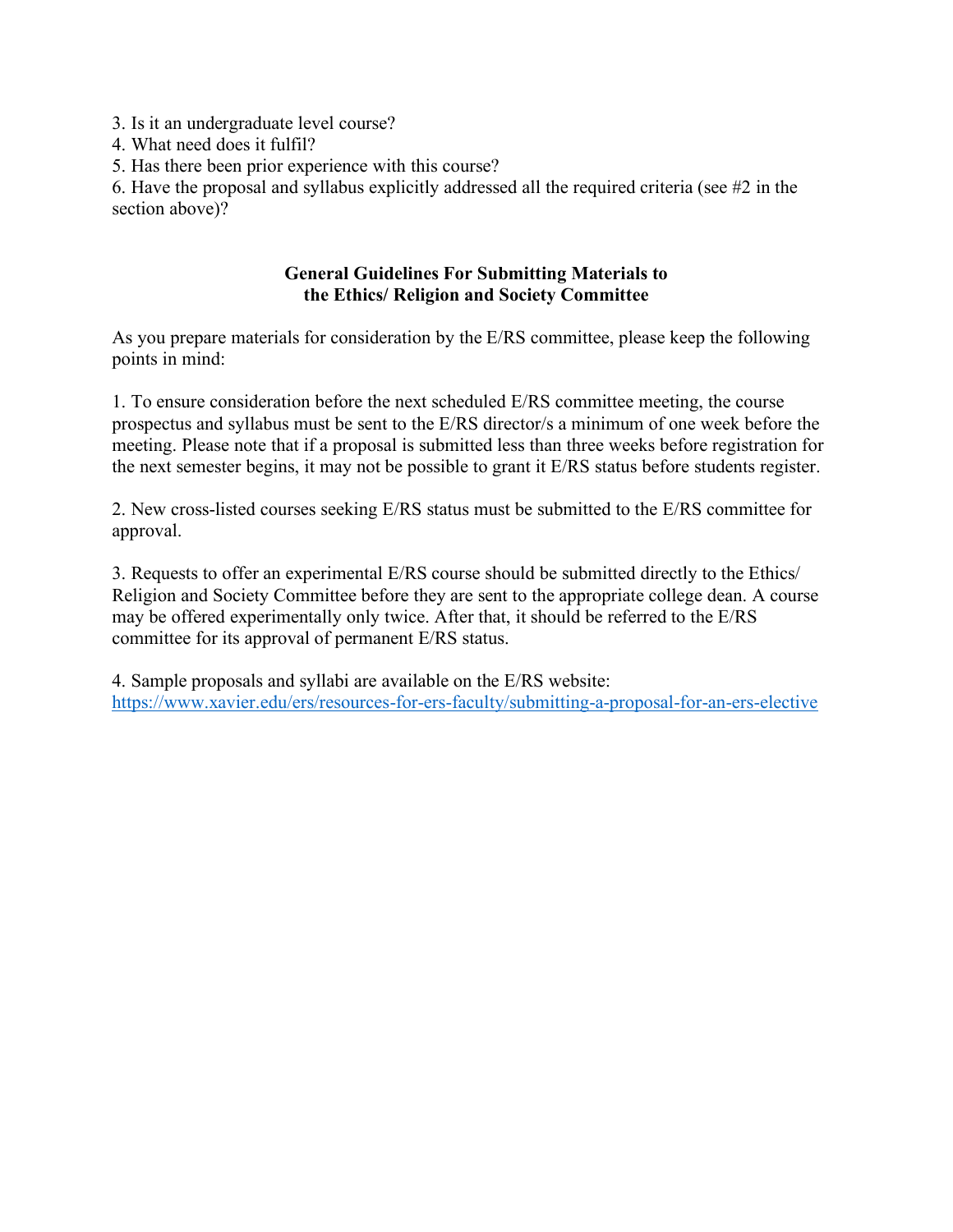3. Is it an undergraduate level course?
4. What need does it fulfil?
5. Has there been prior experience with this course?
6. Have the proposal and syllabus explicitly addressed all the required criteria (see #2 in the section above)?

## General Guidelines For Submitting Materials to the Ethics/ Religion and Society Committee

As you prepare materials for consideration by the E/RS committee, please keep the following points in mind:

1. To ensure consideration before the next scheduled E/RS committee meeting, the course prospectus and syllabus must be sent to the E/RS director/s a minimum of one week before the meeting. Please note that if a proposal is submitted less than three weeks before registration for the next semester begins, it may not be possible to grant it E/RS status before students register.

2. New cross-listed courses seeking E/RS status must be submitted to the E/RS committee for approval.

3. Requests to offer an experimental E/RS course should be submitted directly to the Ethics/ Religion and Society Committee before they are sent to the appropriate college dean. A course may be offered experimentally only twice. After that, it should be referred to the E/RS committee for its approval of permanent E/RS status.

4. Sample proposals and syllabi are available on the E/RS website: https://www.xavier.edu/ers/resources-for-ers-faculty/submitting-a-proposal-for-an-ers-elective